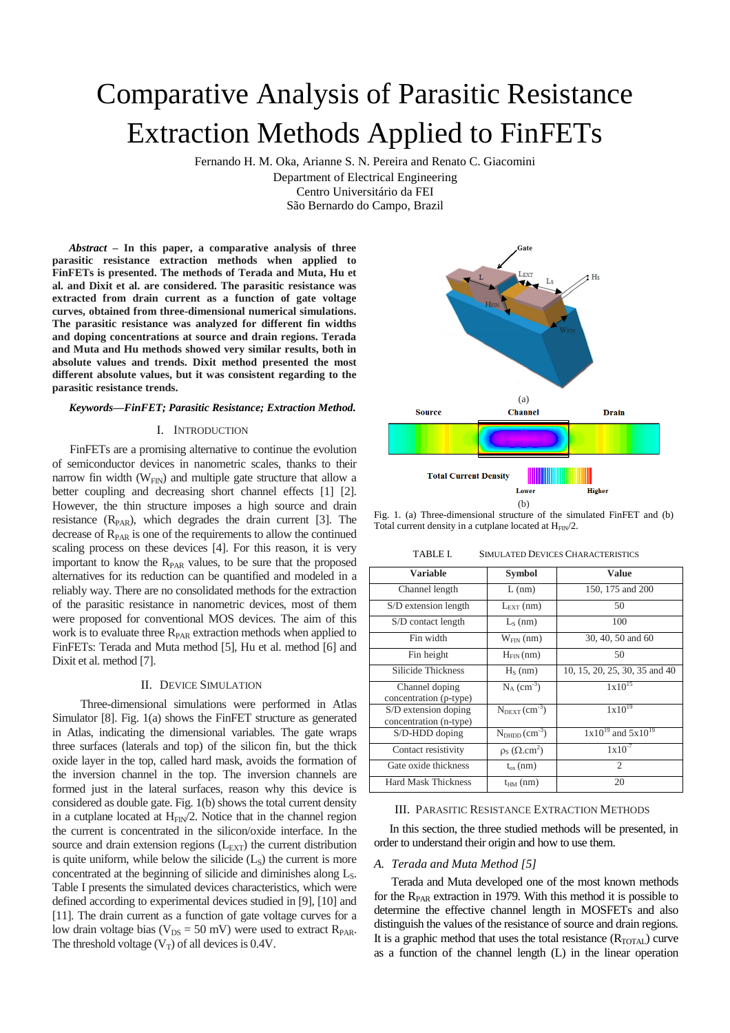# Comparative Analysis of Parasitic Resistance Extraction Methods Applied to FinFETs

Fernando H. M. Oka, Arianne S. N. Pereira and Renato C. Giacomini
Department of Electrical Engineering
Centro Universitário da FEI
São Bernardo do Campo, Brazil

***Abstract* – In this paper, a comparative analysis of three parasitic resistance extraction methods when applied to FinFETs is presented. The methods of Terada and Muta, Hu et al. and Dixit et al. are considered. The parasitic resistance was extracted from drain current as a function of gate voltage curves, obtained from three-dimensional numerical simulations. The parasitic resistance was analyzed for different fin widths and doping concentrations at source and drain regions. Terada and Muta and Hu methods showed very similar results, both in absolute values and trends. Dixit method presented the most different absolute values, but it was consistent regarding to the parasitic resistance trends.**

***Keywords—FinFET; Parasitic Resistance; Extraction Method.***

## I. Introduction

FinFETs are a promising alternative to continue the evolution of semiconductor devices in nanometric scales, thanks to their narrow fin width ($W_{FIN}$) and multiple gate structure that allow a better coupling and decreasing short channel effects [1] [2]. However, the thin structure imposes a high source and drain resistance ($R_{PAR}$), which degrades the drain current [3]. The decrease of $R_{PAR}$ is one of the requirements to allow the continued scaling process on these devices [4]. For this reason, it is very important to know the $R_{PAR}$ values, to be sure that the proposed alternatives for its reduction can be quantified and modeled in a reliably way. There are no consolidated methods for the extraction of the parasitic resistance in nanometric devices, most of them were proposed for conventional MOS devices. The aim of this work is to evaluate three $R_{PAR}$ extraction methods when applied to FinFETs: Terada and Muta method [5], Hu et al. method [6] and Dixit et al. method [7].

## II. Device Simulation

Three-dimensional simulations were performed in Atlas Simulator [8]. Fig. 1(a) shows the FinFET structure as generated in Atlas, indicating the dimensional variables. The gate wraps three surfaces (laterals and top) of the silicon fin, but the thick oxide layer in the top, called hard mask, avoids the formation of the inversion channel in the top. The inversion channels are formed just in the lateral surfaces, reason why this device is considered as double gate. Fig. 1(b) shows the total current density in a cutplane located at $H_{FIN}/2$. Notice that in the channel region the current is concentrated in the silicon/oxide interface. In the source and drain extension regions ($L_{EXT}$) the current distribution is quite uniform, while below the silicide ($L_S$) the current is more concentrated at the beginning of silicide and diminishes along $L_S$. Table I presents the simulated devices characteristics, which were defined according to experimental devices studied in [9], [10] and [11]. The drain current as a function of gate voltage curves for a low drain voltage bias ($V_{DS}$ = 50 mV) were used to extract $R_{PAR}$. The threshold voltage ($V_T$) of all devices is 0.4V.

Fig. 1. (a) Three-dimensional structure of the simulated FinFET and (b) Total current density in a cutplane located at $H_{FIN}/2$.

TABLE I. Simulated Devices Characteristics

| Variable | Symbol | Value |
|---|---|---|
| Channel length | L (nm) | 150, 175 and 200 |
| S/D extension length | $L_{EXT}$ (nm) | 50 |
| S/D contact length | $L_S$ (nm) | 100 |
| Fin width | $W_{FIN}$ (nm) | 30, 40, 50 and 60 |
| Fin height | $H_{FIN}$ (nm) | 50 |
| Silicide Thickness | $H_S$ (nm) | 10, 15, 20, 25, 30, 35 and 40 |
| Channel doping concentration (p-type) | $N_A$ ($cm^{-3}$) | $1x10^{15}$ |
| S/D extension doping concentration (n-type) | $N_{DEXT}$ ($cm^{-3}$) | $1x10^{19}$ |
| S/D-HDD doping | $N_{DHDD}$ ($cm^{-3}$) | $1x10^{19}$ and $5x10^{19}$ |
| Contact resistivity | $\rho_S$ ($\Omega.cm^2$) | $1x10^{-7}$ |
| Gate oxide thickness | $t_{ox}$ (nm) | 2 |
| Hard Mask Thickness | $t_{HM}$ (nm) | 20 |

## III. Parasitic Resistance Extraction Methods

In this section, the three studied methods will be presented, in order to understand their origin and how to use them.

### *A. Terada and Muta Method [5]*

Terada and Muta developed one of the most known methods for the $R_{PAR}$ extraction in 1979. With this method it is possible to determine the effective channel length in MOSFETs and also distinguish the values of the resistance of source and drain regions. It is a graphic method that uses the total resistance ($R_{TOTAL}$) curve as a function of the channel length (L) in the linear operation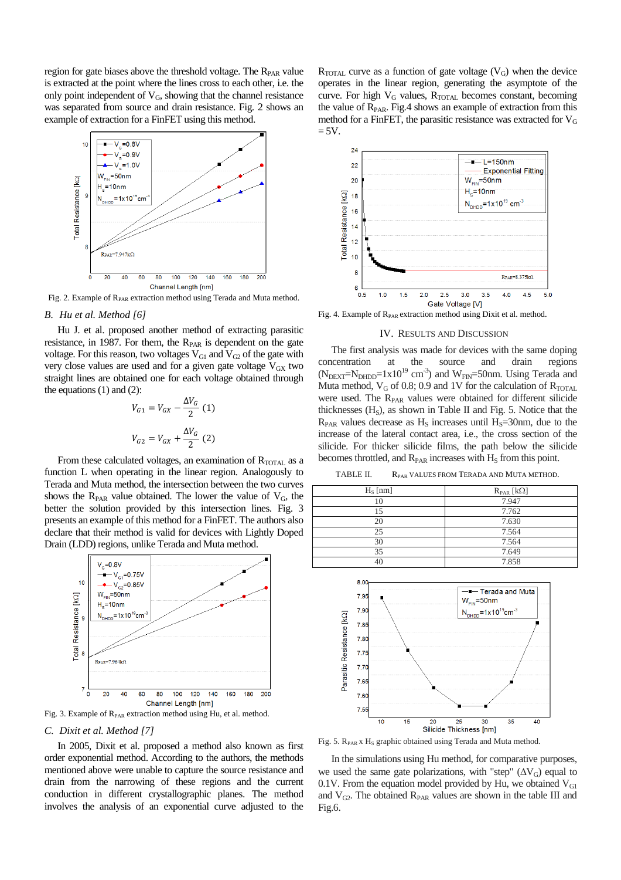region for gate biases above the threshold voltage. The $R_{PAR}$ value is extracted at the point where the lines cross to each other, i.e. the only point independent of $V_G$, showing that the channel resistance was separated from source and drain resistance. Fig. 2 shows an example of extraction for a FinFET using this method.

Fig. 2. Example of $R_{PAR}$ extraction method using Terada and Muta method.

### B. Hu et al. Method [6]

Hu J. et al. proposed another method of extracting parasitic resistance, in 1987. For them, the $R_{PAR}$ is dependent on the gate voltage. For this reason, two voltages $V_{G1}$ and $V_{G2}$ of the gate with very close values are used and for a given gate voltage $V_{GX}$ two straight lines are obtained one for each voltage obtained through the equations (1) and (2):

$$V_{G1} = V_{GX} - \frac{\Delta V_G}{2} \quad (1)$$

$$V_{G2} = V_{GX} + \frac{\Delta V_G}{2} \quad (2)$$

From these calculated voltages, an examination of $R_{TOTAL}$ as a function L when operating in the linear region. Analogously to Terada and Muta method, the intersection between the two curves shows the $R_{PAR}$ value obtained. The lower the value of $V_G$, the better the solution provided by this intersection lines. Fig. 3 presents an example of this method for a FinFET. The authors also declare that their method is valid for devices with Lightly Doped Drain (LDD) regions, unlike Terada and Muta method.

Fig. 3. Example of $R_{PAR}$ extraction method using Hu, et al. method.

### C. Dixit et al. Method [7]

In 2005, Dixit et al. proposed a method also known as first order exponential method. According to the authors, the methods mentioned above were unable to capture the source resistance and drain from the narrowing of these regions and the current conduction in different crystallographic planes. The method involves the analysis of an exponential curve adjusted to the $R_{TOTAL}$ curve as a function of gate voltage ($V_G$) when the device operates in the linear region, generating the asymptote of the curve. For high $V_G$ values, $R_{TOTAL}$ becomes constant, becoming the value of $R_{PAR}$. Fig.4 shows an example of extraction from this method for a FinFET, the parasitic resistance was extracted for $V_G$ = 5V.

Fig. 4. Example of $R_{PAR}$ extraction method using Dixit et al. method.

## IV. Results and Discussion

The first analysis was made for devices with the same doping concentration at the source and drain regions ($N_{DEXT}$=$N_{DHDD}$=1x10$^{19}$ cm$^{-3}$) and $W_{FIN}$=50nm. Using Terada and Muta method, $V_G$ of 0.8; 0.9 and 1V for the calculation of $R_{TOTAL}$ were used. The $R_{PAR}$ values were obtained for different silicide thicknesses ($H_S$), as shown in Table II and Fig. 5. Notice that the $R_{PAR}$ values decrease as $H_S$ increases until $H_S$=30nm, due to the increase of the lateral contact area, i.e., the cross section of the silicide. For thicker silicide films, the path below the silicide becomes throttled, and $R_{PAR}$ increases with $H_S$ from this point.

TABLE II. $R_{PAR}$ VALUES FROM TERADA AND MUTA METHOD.

| $H_S$ [nm] | $R_{PAR}$ [kΩ] |
|---|---|
| 10 | 7.947 |
| 15 | 7.762 |
| 20 | 7.630 |
| 25 | 7.564 |
| 30 | 7.564 |
| 35 | 7.649 |
| 40 | 7.858 |

Fig. 5. $R_{PAR}$ x $H_S$ graphic obtained using Terada and Muta method.

In the simulations using Hu method, for comparative purposes, we used the same gate polarizations, with "step" ($\Delta V_G$) equal to 0.1V. From the equation model provided by Hu, we obtained $V_{G1}$ and $V_{G2}$. The obtained $R_{PAR}$ values are shown in the table III and Fig.6.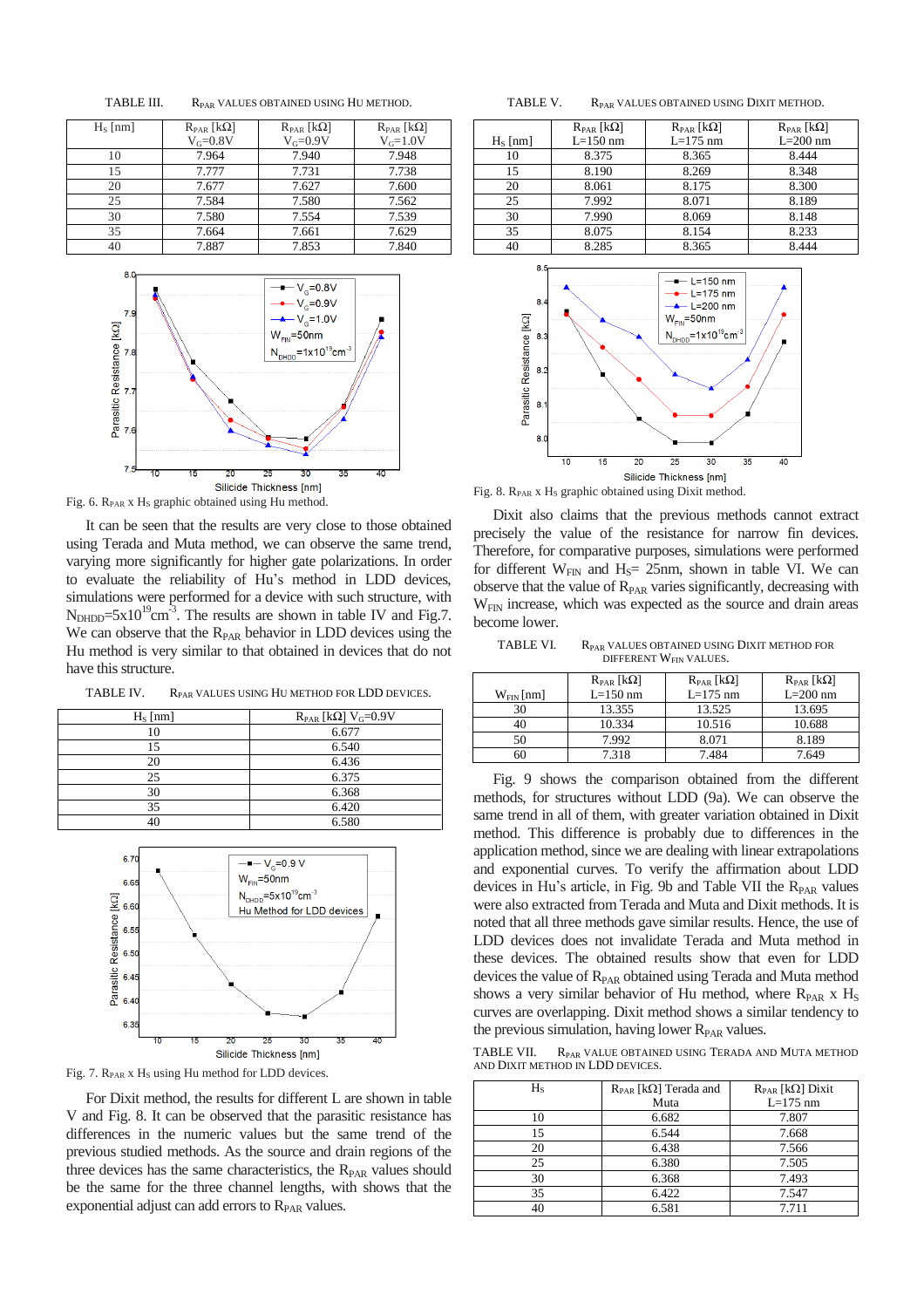TABLE III. $R_{PAR}$ VALUES OBTAINED USING HU METHOD.

| $H_S$ [nm] | $R_{PAR}$ [kΩ] $V_G$=0.8V | $R_{PAR}$ [kΩ] $V_G$=0.9V | $R_{PAR}$ [kΩ] $V_G$=1.0V |
|---|---|---|---|
| 10 | 7.964 | 7.940 | 7.948 |
| 15 | 7.777 | 7.731 | 7.738 |
| 20 | 7.677 | 7.627 | 7.600 |
| 25 | 7.584 | 7.580 | 7.562 |
| 30 | 7.580 | 7.554 | 7.539 |
| 35 | 7.664 | 7.661 | 7.629 |
| 40 | 7.887 | 7.853 | 7.840 |

Fig. 6. $R_{PAR}$ x $H_S$ graphic obtained using Hu method.

It can be seen that the results are very close to those obtained using Terada and Muta method, we can observe the same trend, varying more significantly for higher gate polarizations. In order to evaluate the reliability of Hu's method in LDD devices, simulations were performed for a device with such structure, with $N_{DHDD}$=5x10$^{19}$cm$^{-3}$. The results are shown in table IV and Fig.7. We can observe that the $R_{PAR}$ behavior in LDD devices using the Hu method is very similar to that obtained in devices that do not have this structure.

TABLE IV. $R_{PAR}$ VALUES USING HU METHOD FOR LDD DEVICES.

| $H_S$ [nm] | $R_{PAR}$ [kΩ] $V_G$=0.9V |
|---|---|
| 10 | 6.677 |
| 15 | 6.540 |
| 20 | 6.436 |
| 25 | 6.375 |
| 30 | 6.368 |
| 35 | 6.420 |
| 40 | 6.580 |

Fig. 7. $R_{PAR}$ x $H_S$ using Hu method for LDD devices.

For Dixit method, the results for different L are shown in table V and Fig. 8. It can be observed that the parasitic resistance has differences in the numeric values but the same trend of the previous studied methods. As the source and drain regions of the three devices has the same characteristics, the $R_{PAR}$ values should be the same for the three channel lengths, with shows that the exponential adjust can add errors to $R_{PAR}$ values.

TABLE V. $R_{PAR}$ VALUES OBTAINED USING DIXIT METHOD.

| $H_S$ [nm] | $R_{PAR}$ [kΩ] L=150 nm | $R_{PAR}$ [kΩ] L=175 nm | $R_{PAR}$ [kΩ] L=200 nm |
|---|---|---|---|
| 10 | 8.375 | 8.365 | 8.444 |
| 15 | 8.190 | 8.269 | 8.348 |
| 20 | 8.061 | 8.175 | 8.300 |
| 25 | 7.992 | 8.071 | 8.189 |
| 30 | 7.990 | 8.069 | 8.148 |
| 35 | 8.075 | 8.154 | 8.233 |
| 40 | 8.285 | 8.365 | 8.444 |

Fig. 8. $R_{PAR}$ x $H_S$ graphic obtained using Dixit method.

Dixit also claims that the previous methods cannot extract precisely the value of the resistance for narrow fin devices. Therefore, for comparative purposes, simulations were performed for different $W_{FIN}$ and $H_S$= 25nm, shown in table VI. We can observe that the value of $R_{PAR}$ varies significantly, decreasing with $W_{FIN}$ increase, which was expected as the source and drain areas become lower.

TABLE VI. $R_{PAR}$ VALUES OBTAINED USING DIXIT METHOD FOR DIFFERENT $W_{FIN}$ VALUES.

| $W_{FIN}$ [nm] | $R_{PAR}$ [kΩ] L=150 nm | $R_{PAR}$ [kΩ] L=175 nm | $R_{PAR}$ [kΩ] L=200 nm |
|---|---|---|---|
| 30 | 13.355 | 13.525 | 13.695 |
| 40 | 10.334 | 10.516 | 10.688 |
| 50 | 7.992 | 8.071 | 8.189 |
| 60 | 7.318 | 7.484 | 7.649 |

Fig. 9 shows the comparison obtained from the different methods, for structures without LDD (9a). We can observe the same trend in all of them, with greater variation obtained in Dixit method. This difference is probably due to differences in the application method, since we are dealing with linear extrapolations and exponential curves. To verify the affirmation about LDD devices in Hu's article, in Fig. 9b and Table VII the $R_{PAR}$ values were also extracted from Terada and Muta and Dixit methods. It is noted that all three methods gave similar results. Hence, the use of LDD devices does not invalidate Terada and Muta method in these devices. The obtained results show that even for LDD devices the value of $R_{PAR}$ obtained using Terada and Muta method shows a very similar behavior of Hu method, where $R_{PAR}$ x $H_S$ curves are overlapping. Dixit method shows a similar tendency to the previous simulation, having lower $R_{PAR}$ values.

TABLE VII. $R_{PAR}$ VALUE OBTAINED USING TERADA AND MUTA METHOD AND DIXIT METHOD IN LDD DEVICES.

| $H_S$ | $R_{PAR}$ [kΩ] Terada and Muta | $R_{PAR}$ [kΩ] Dixit L=175 nm |
|---|---|---|
| 10 | 6.682 | 7.807 |
| 15 | 6.544 | 7.668 |
| 20 | 6.438 | 7.566 |
| 25 | 6.380 | 7.505 |
| 30 | 6.368 | 7.493 |
| 35 | 6.422 | 7.547 |
| 40 | 6.581 | 7.711 |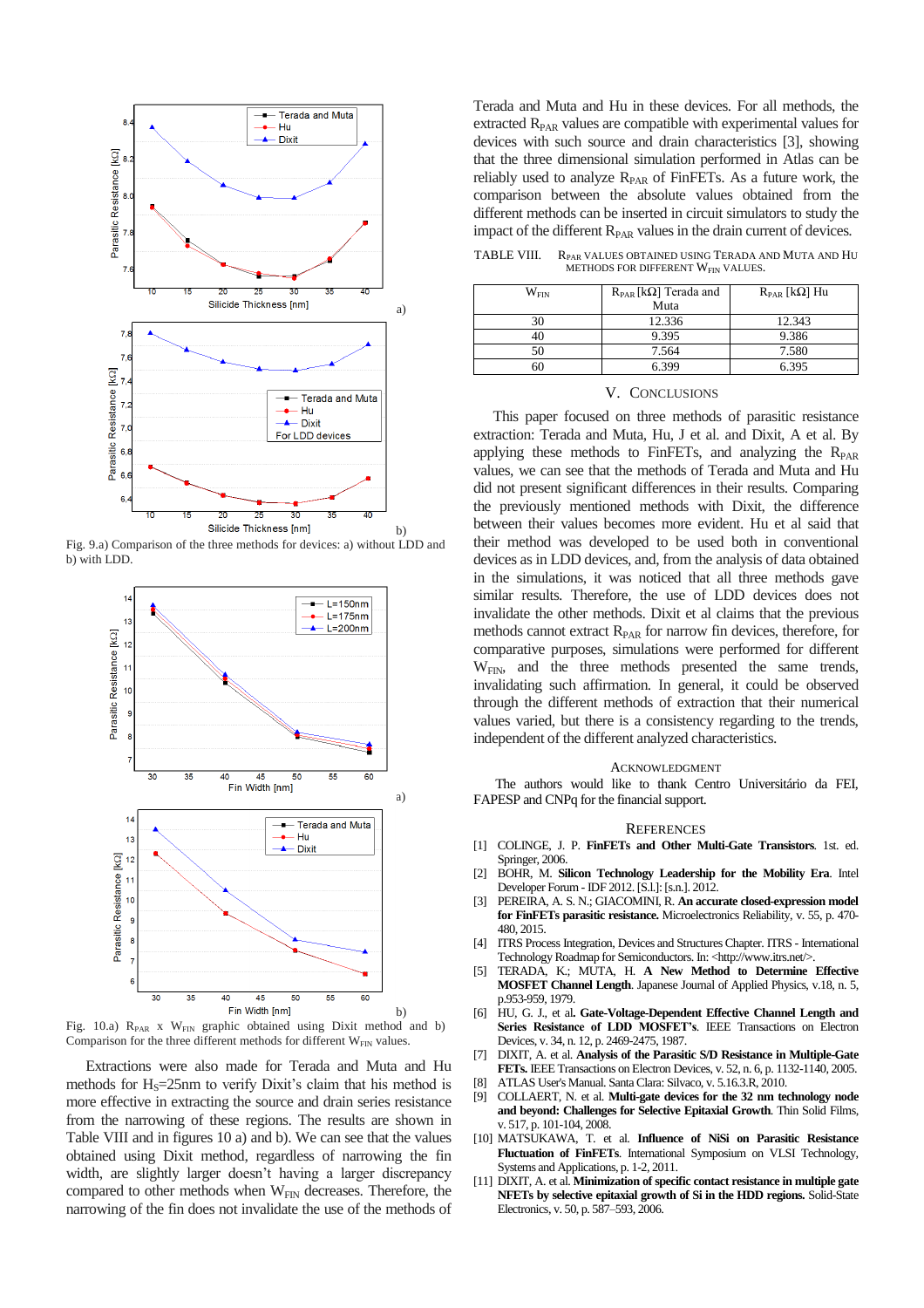Parasitic Resistance [kΩ]

8.4
8.2
8.0
7.8
7.6

10 15 20 25 30 35 40

Silicide Thickness [nm]

Terada and Muta
Hu
Dixit

a)

Parasitic Resistance [kΩ]

7.8
7.6
7.4
7.2
7.0
6.8
6.6
6.4

10 15 20 25 30 35 40

Silicide Thickness [nm]

Terada and Muta
Hu
Dixit
For LDD devices

b)

Fig. 9.a) Comparison of the three methods for devices: a) without LDD and b) with LDD.

Parasitic Resistance [kΩ]

14
13
12
11
10
9
8
7

30 35 40 45 50 55 60

Fin Width [nm]

L=150nm
L=175nm
L=200nm

a)

Parasitic Resistance [kΩ]

14
13
12
11
10
9
8
7
6

30 35 40 45 50 55 60

Fin Width [nm]

Terada and Muta
Hu
Dixit

b)

Fig. 10.a) $R_{PAR}$ x $W_{FIN}$ graphic obtained using Dixit method and b) Comparison for the three different methods for different $W_{FIN}$ values.

Extractions were also made for Terada and Muta and Hu methods for $H_S$=25nm to verify Dixit's claim that his method is more effective in extracting the source and drain series resistance from the narrowing of these regions. The results are shown in Table VIII and in figures 10 a) and b). We can see that the values obtained using Dixit method, regardless of narrowing the fin width, are slightly larger doesn't having a larger discrepancy compared to other methods when $W_{FIN}$ decreases. Therefore, the narrowing of the fin does not invalidate the use of the methods of Terada and Muta and Hu in these devices. For all methods, the extracted $R_{PAR}$ values are compatible with experimental values for devices with such source and drain characteristics [3], showing that the three dimensional simulation performed in Atlas can be reliably used to analyze $R_{PAR}$ of FinFETs. As a future work, the comparison between the absolute values obtained from the different methods can be inserted in circuit simulators to study the impact of the different $R_{PAR}$ values in the drain current of devices.

TABLE VIII. $R_{PAR}$ VALUES OBTAINED USING TERADA AND MUTA AND HU METHODS FOR DIFFERENT $W_{FIN}$ VALUES.

| $W_{FIN}$ | $R_{PAR}$ [kΩ] Terada and Muta | $R_{PAR}$ [kΩ] Hu |
|---|---|---|
| 30 | 12.336 | 12.343 |
| 40 | 9.395 | 9.386 |
| 50 | 7.564 | 7.580 |
| 60 | 6.399 | 6.395 |

## V. CONCLUSIONS

This paper focused on three methods of parasitic resistance extraction: Terada and Muta, Hu, J et al. and Dixit, A et al. By applying these methods to FinFETs, and analyzing the $R_{PAR}$ values, we can see that the methods of Terada and Muta and Hu did not present significant differences in their results. Comparing the previously mentioned methods with Dixit, the difference between their values becomes more evident. Hu et al said that their method was developed to be used both in conventional devices as in LDD devices, and, from the analysis of data obtained in the simulations, it was noticed that all three methods gave similar results. Therefore, the use of LDD devices does not invalidate the other methods. Dixit et al claims that the previous methods cannot extract $R_{PAR}$ for narrow fin devices, therefore, for comparative purposes, simulations were performed for different $W_{FIN}$, and the three methods presented the same trends, invalidating such affirmation. In general, it could be observed through the different methods of extraction that their numerical values varied, but there is a consistency regarding to the trends, independent of the different analyzed characteristics.

## ACKNOWLEDGMENT

The authors would like to thank Centro Universitário da FEI, FAPESP and CNPq for the financial support.

## REFERENCES

[1] COLINGE, J. P. **FinFETs and Other Multi-Gate Transistors**. 1st. ed. Springer, 2006.

[2] BOHR, M. **Silicon Technology Leadership for the Mobility Era**. Intel Developer Forum - IDF 2012. [S.l.]: [s.n.]. 2012.

[3] PEREIRA, A. S. N.; GIACOMINI, R. **An accurate closed-expression model for FinFETs parasitic resistance.** Microelectronics Reliability, v. 55, p. 470-480, 2015.

[4] ITRS Process Integration, Devices and Structures Chapter. ITRS - International Technology Roadmap for Semiconductors. Link: <http://www.itrs.net/>.

[5] TERADA, K.; MUTA, H. **A New Method to Determine Effective MOSFET Channel Length**. Japanese Journal of Applied Physics, v.18, n. 5, p.953-959, 1979.

[6] HU, G. J., et al**. Gate-Voltage-Dependent Effective Channel Length and Series Resistance of LDD MOSFET's**. IEEE Transactions on Electron Devices, v. 34, n. 12, p. 2469-2475, 1987.

[7] DIXIT, A. et al. **Analysis of the Parasitic S/D Resistance in Multiple-Gate FETs.** IEEE Transactions on Electron Devices, v. 52, n. 6, p. 1132-1140, 2005.

[8] ATLAS User's Manual. Santa Clara: Silvaco, v. 5.16.3.R, 2010.

[9] COLLAERT, N. et al. **Multi-gate devices for the 32 nm technology node and beyond: Challenges for Selective Epitaxial Growth**. Thin Solid Films, v. 517, p. 101-104, 2008.

[10] MATSUKAWA, T. et al. **Influence of NiSi on Parasitic Resistance Fluctuation of FinFETs**. International Symposium on VLSI Technology, Systems and Applications, p. 1-2, 2011.

[11] DIXIT, A. et al. **Minimization of specific contact resistance in multiple gate NFETs by selective epitaxial growth of Si in the HDD regions.** Solid-State Electronics, v. 50, p. 587–593, 2006.